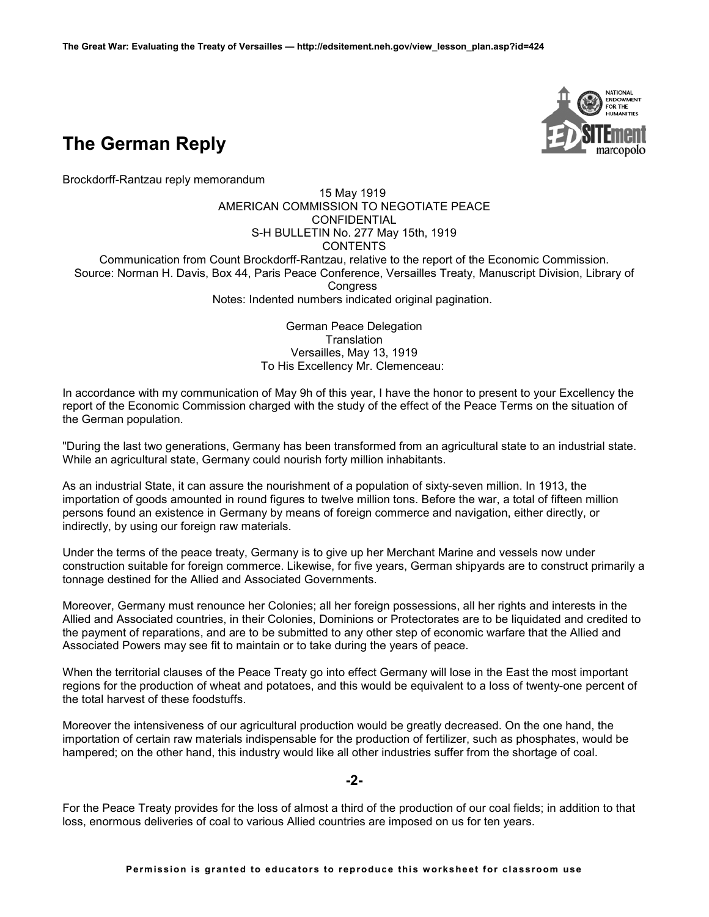# The German Reply

Brockdorff-Rantzau reply memorandum

15 May 1919
AMERICAN COMMISSION TO NEGOTIATE PEACE
CONFIDENTIAL
S-H BULLETIN No. 277 May 15th, 1919
CONTENTS
Communication from Count Brockdorff-Rantzau, relative to the report of the Economic Commission.
Source: Norman H. Davis, Box 44, Paris Peace Conference, Versailles Treaty, Manuscript Division, Library of Congress
Notes: Indented numbers indicated original pagination.

German Peace Delegation
Translation
Versailles, May 13, 1919
To His Excellency Mr. Clemenceau:

In accordance with my communication of May 9h of this year, I have the honor to present to your Excellency the report of the Economic Commission charged with the study of the effect of the Peace Terms on the situation of the German population.

"During the last two generations, Germany has been transformed from an agricultural state to an industrial state. While an agricultural state, Germany could nourish forty million inhabitants.

As an industrial State, it can assure the nourishment of a population of sixty-seven million. In 1913, the importation of goods amounted in round figures to twelve million tons. Before the war, a total of fifteen million persons found an existence in Germany by means of foreign commerce and navigation, either directly, or indirectly, by using our foreign raw materials.

Under the terms of the peace treaty, Germany is to give up her Merchant Marine and vessels now under construction suitable for foreign commerce. Likewise, for five years, German shipyards are to construct primarily a tonnage destined for the Allied and Associated Governments.

Moreover, Germany must renounce her Colonies; all her foreign possessions, all her rights and interests in the Allied and Associated countries, in their Colonies, Dominions or Protectorates are to be liquidated and credited to the payment of reparations, and are to be submitted to any other step of economic warfare that the Allied and Associated Powers may see fit to maintain or to take during the years of peace.

When the territorial clauses of the Peace Treaty go into effect Germany will lose in the East the most important regions for the production of wheat and potatoes, and this would be equivalent to a loss of twenty-one percent of the total harvest of these foodstuffs.

Moreover the intensiveness of our agricultural production would be greatly decreased. On the one hand, the importation of certain raw materials indispensable for the production of fertilizer, such as phosphates, would be hampered; on the other hand, this industry would like all other industries suffer from the shortage of coal.

**-2-**

For the Peace Treaty provides for the loss of almost a third of the production of our coal fields; in addition to that loss, enormous deliveries of coal to various Allied countries are imposed on us for ten years.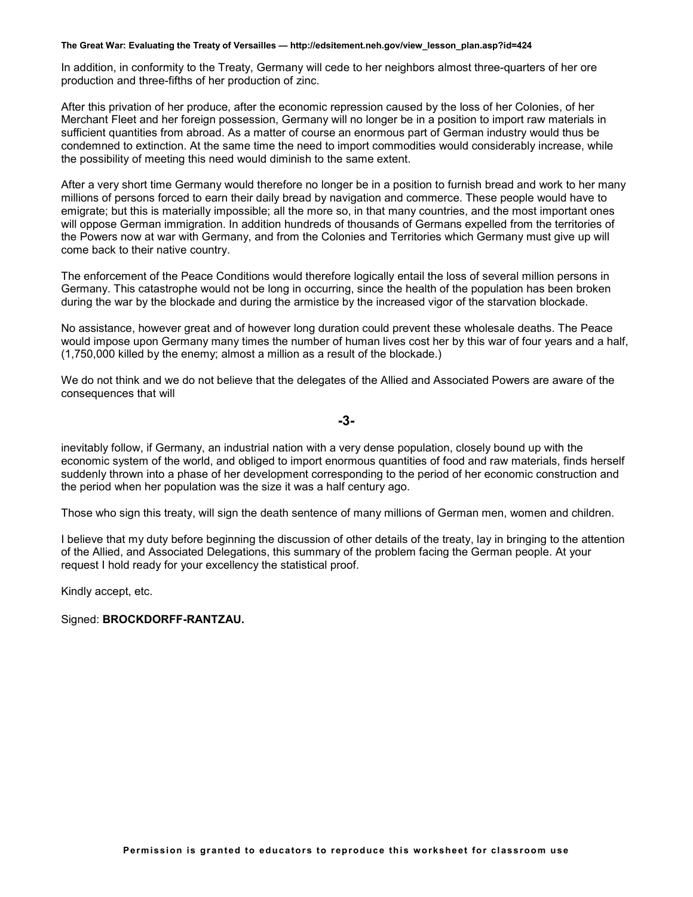In addition, in conformity to the Treaty, Germany will cede to her neighbors almost three-quarters of her ore production and three-fifths of her production of zinc.

After this privation of her produce, after the economic repression caused by the loss of her Colonies, of her Merchant Fleet and her foreign possession, Germany will no longer be in a position to import raw materials in sufficient quantities from abroad. As a matter of course an enormous part of German industry would thus be condemned to extinction. At the same time the need to import commodities would considerably increase, while the possibility of meeting this need would diminish to the same extent.

After a very short time Germany would therefore no longer be in a position to furnish bread and work to her many millions of persons forced to earn their daily bread by navigation and commerce. These people would have to emigrate; but this is materially impossible; all the more so, in that many countries, and the most important ones will oppose German immigration. In addition hundreds of thousands of Germans expelled from the territories of the Powers now at war with Germany, and from the Colonies and Territories which Germany must give up will come back to their native country.

The enforcement of the Peace Conditions would therefore logically entail the loss of several million persons in Germany. This catastrophe would not be long in occurring, since the health of the population has been broken during the war by the blockade and during the armistice by the increased vigor of the starvation blockade.

No assistance, however great and of however long duration could prevent these wholesale deaths. The Peace would impose upon Germany many times the number of human lives cost her by this war of four years and a half, (1,750,000 killed by the enemy; almost a million as a result of the blockade.)

We do not think and we do not believe that the delegates of the Allied and Associated Powers are aware of the consequences that will inevitably follow, if Germany, an industrial nation with a very dense population, closely bound up with the economic system of the world, and obliged to import enormous quantities of food and raw materials, finds herself suddenly thrown into a phase of her development corresponding to the period of her economic construction and the period when her population was the size it was a half century ago.

Those who sign this treaty, will sign the death sentence of many millions of German men, women and children.

I believe that my duty before beginning the discussion of other details of the treaty, lay in bringing to the attention of the Allied, and Associated Delegations, this summary of the problem facing the German people. At your request I hold ready for your excellency the statistical proof.

Kindly accept, etc.

Signed: **BROCKDORFF-RANTZAU.**